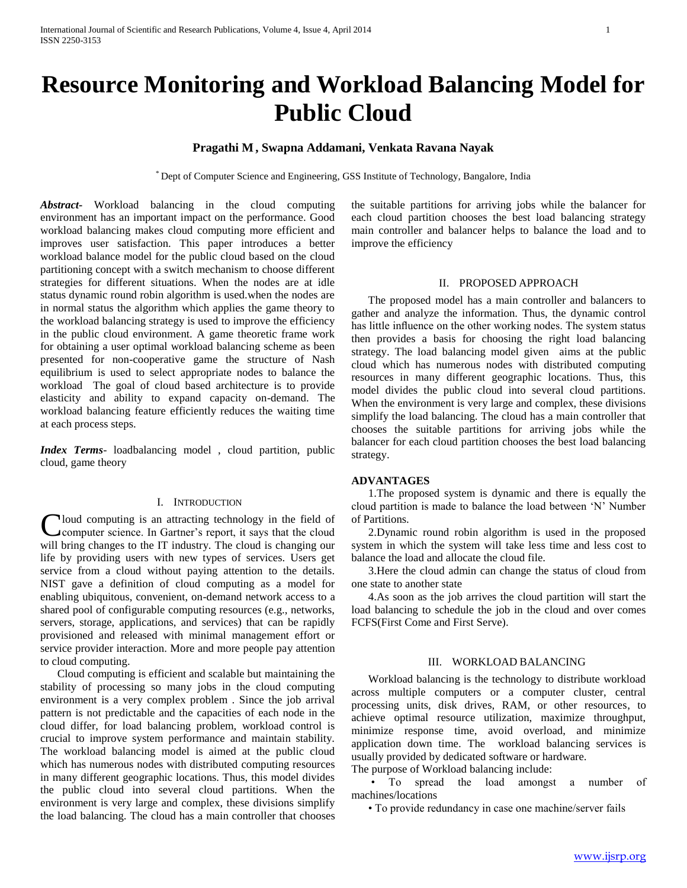# Resource Monitoring and Workload Balancing Model for Public Cloud

**Pragathi M , Swapna Addamani, Venkata Ravana Nayak**

[*] Dept of Computer Science and Engineering, GSS Institute of Technology, Bangalore, India

***Abstract***- Workload balancing in the cloud computing environment has an important impact on the performance. Good workload balancing makes cloud computing more efficient and improves user satisfaction. This paper introduces a better workload balance model for the public cloud based on the cloud partitioning concept with a switch mechanism to choose different strategies for different situations. When the nodes are at idle status dynamic round robin algorithm is used.when the nodes are in normal status the algorithm which applies the game theory to the workload balancing strategy is used to improve the efficiency in the public cloud environment. A game theoretic frame work for obtaining a user optimal workload balancing scheme as been presented for non-cooperative game the structure of Nash equilibrium is used to select appropriate nodes to balance the workload The goal of cloud based architecture is to provide elasticity and ability to expand capacity on-demand. The workload balancing feature efficiently reduces the waiting time at each process steps.

***Index Terms***- loadbalancing model , cloud partition, public cloud, game theory

## I. Introduction

Cloud computing is an attracting technology in the field of computer science. In Gartner's report, it says that the cloud will bring changes to the IT industry. The cloud is changing our life by providing users with new types of services. Users get service from a cloud without paying attention to the details. NIST gave a definition of cloud computing as a model for enabling ubiquitous, convenient, on-demand network access to a shared pool of configurable computing resources (e.g., networks, servers, storage, applications, and services) that can be rapidly provisioned and released with minimal management effort or service provider interaction. More and more people pay attention to cloud computing.

Cloud computing is efficient and scalable but maintaining the stability of processing so many jobs in the cloud computing environment is a very complex problem . Since the job arrival pattern is not predictable and the capacities of each node in the cloud differ, for load balancing problem, workload control is crucial to improve system performance and maintain stability. The workload balancing model is aimed at the public cloud which has numerous nodes with distributed computing resources in many different geographic locations. Thus, this model divides the public cloud into several cloud partitions. When the environment is very large and complex, these divisions simplify the load balancing. The cloud has a main controller that chooses the suitable partitions for arriving jobs while the balancer for each cloud partition chooses the best load balancing strategy main controller and balancer helps to balance the load and to improve the efficiency

## II. Proposed Approach

The proposed model has a main controller and balancers to gather and analyze the information. Thus, the dynamic control has little influence on the other working nodes. The system status then provides a basis for choosing the right load balancing strategy. The load balancing model given aims at the public cloud which has numerous nodes with distributed computing resources in many different geographic locations. Thus, this model divides the public cloud into several cloud partitions. When the environment is very large and complex, these divisions simplify the load balancing. The cloud has a main controller that chooses the suitable partitions for arriving jobs while the balancer for each cloud partition chooses the best load balancing strategy.

**ADVANTAGES**

1.The proposed system is dynamic and there is equally the cloud partition is made to balance the load between 'N' Number of Partitions.

2.Dynamic round robin algorithm is used in the proposed system in which the system will take less time and less cost to balance the load and allocate the cloud file.

3.Here the cloud admin can change the status of cloud from one state to another state

4.As soon as the job arrives the cloud partition will start the load balancing to schedule the job in the cloud and over comes FCFS(First Come and First Serve).

## III. Workload Balancing

Workload balancing is the technology to distribute workload across multiple computers or a computer cluster, central processing units, disk drives, RAM, or other resources, to achieve optimal resource utilization, maximize throughput, minimize response time, avoid overload, and minimize application down time. The workload balancing services is usually provided by dedicated software or hardware.

The purpose of Workload balancing include:

- To spread the load amongst a number of machines/locations
- To provide redundancy in case one machine/server fails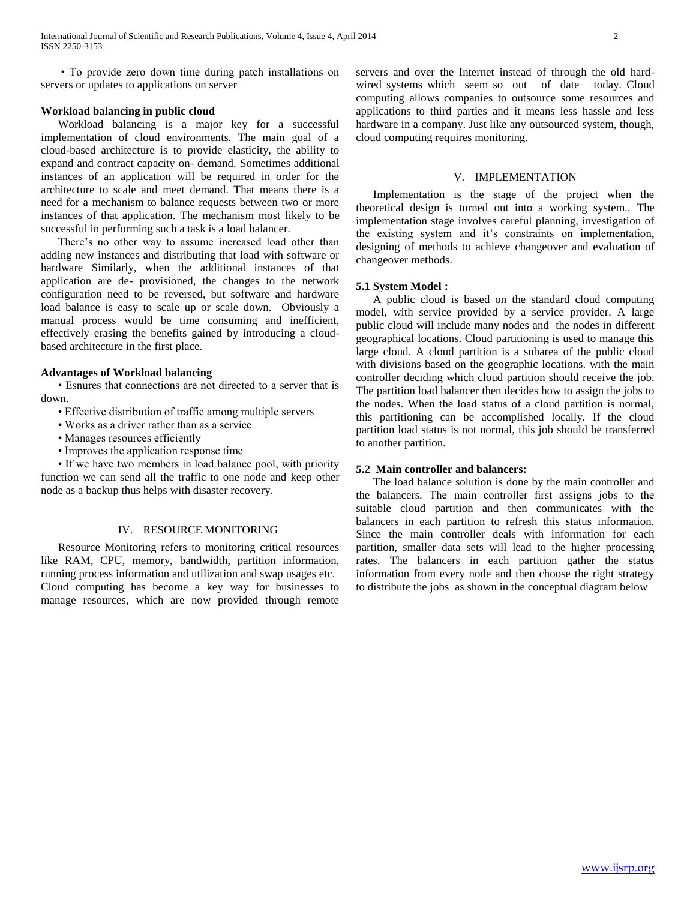• To provide zero down time during patch installations on servers or updates to applications on server

**Workload balancing in public cloud**

Workload balancing is a major key for a successful implementation of cloud environments. The main goal of a cloud-based architecture is to provide elasticity, the ability to expand and contract capacity on- demand. Sometimes additional instances of an application will be required in order for the architecture to scale and meet demand. That means there is a need for a mechanism to balance requests between two or more instances of that application. The mechanism most likely to be successful in performing such a task is a load balancer.

There's no other way to assume increased load other than adding new instances and distributing that load with software or hardware Similarly, when the additional instances of that application are de- provisioned, the changes to the network configuration need to be reversed, but software and hardware load balance is easy to scale up or scale down. Obviously a manual process would be time consuming and inefficient, effectively erasing the benefits gained by introducing a cloud-based architecture in the first place.

**Advantages of Workload balancing**

• Esnures that connections are not directed to a server that is down.

• Effective distribution of traffic among multiple servers

• Works as a driver rather than as a service

• Manages resources efficiently

• Improves the application response time

• If we have two members in load balance pool, with priority function we can send all the traffic to one node and keep other node as a backup thus helps with disaster recovery.

## IV. RESOURCE MONITORING

Resource Monitoring refers to monitoring critical resources like RAM, CPU, memory, bandwidth, partition information, running process information and utilization and swap usages etc. Cloud computing has become a key way for businesses to manage resources, which are now provided through remote servers and over the Internet instead of through the old hard-wired systems which seem so out of date today. Cloud computing allows companies to outsource some resources and applications to third parties and it means less hassle and less hardware in a company. Just like any outsourced system, though, cloud computing requires monitoring.

## V. IMPLEMENTATION

Implementation is the stage of the project when the theoretical design is turned out into a working system.. The implementation stage involves careful planning, investigation of the existing system and it's constraints on implementation, designing of methods to achieve changeover and evaluation of changeover methods.

**5.1 System Model :**

A public cloud is based on the standard cloud computing model, with service provided by a service provider. A large public cloud will include many nodes and the nodes in different geographical locations. Cloud partitioning is used to manage this large cloud. A cloud partition is a subarea of the public cloud with divisions based on the geographic locations. with the main controller deciding which cloud partition should receive the job. The partition load balancer then decides how to assign the jobs to the nodes. When the load status of a cloud partition is normal, this partitioning can be accomplished locally. If the cloud partition load status is not normal, this job should be transferred to another partition.

**5.2 Main controller and balancers:**

The load balance solution is done by the main controller and the balancers. The main controller first assigns jobs to the suitable cloud partition and then communicates with the balancers in each partition to refresh this status information. Since the main controller deals with information for each partition, smaller data sets will lead to the higher processing rates. The balancers in each partition gather the status information from every node and then choose the right strategy to distribute the jobs as shown in the conceptual diagram below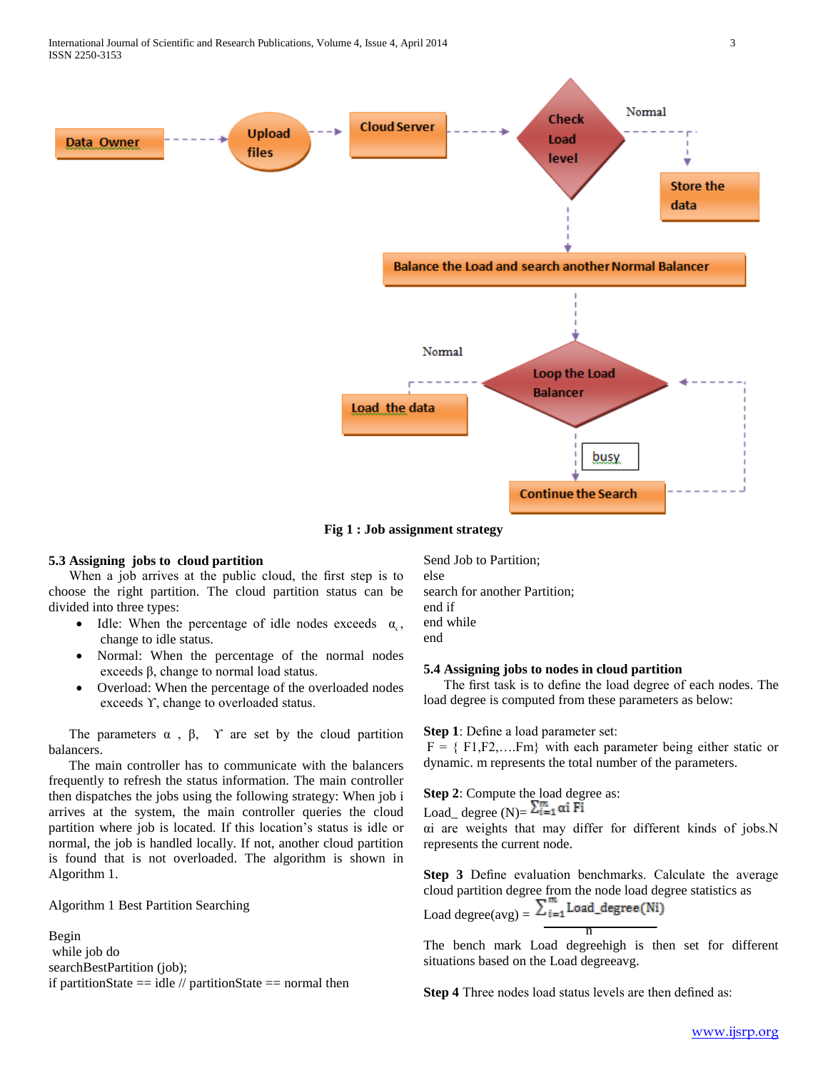Data Owner → Upload files → Cloud Server → Check Load level

Normal → Store the data

Balance the Load and search another Normal Balancer

Normal

Loop the Load Balancer

Load the data

busy

Continue the Search

**Fig 1 : Job assignment strategy**

### 5.3 Assigning jobs to cloud partition

When a job arrives at the public cloud, the first step is to choose the right partition. The cloud partition status can be divided into three types:

- Idle: When the percentage of idle nodes exceeds $\alpha$, change to idle status.
- Normal: When the percentage of the normal nodes exceeds $\beta$, change to normal load status.
- Overload: When the percentage of the overloaded nodes exceeds $\Upsilon$, change to overloaded status.

The parameters $\alpha$ , $\beta$, $\Upsilon$ are set by the cloud partition balancers.

The main controller has to communicate with the balancers frequently to refresh the status information. The main controller then dispatches the jobs using the following strategy: When job i arrives at the system, the main controller queries the cloud partition where job is located. If this location's status is idle or normal, the job is handled locally. If not, another cloud partition is found that is not overloaded. The algorithm is shown in Algorithm 1.

Algorithm 1 Best Partition Searching

```
Begin
 while job do
searchBestPartition (job);
if partitionState == idle // partitionState == normal then
Send Job to Partition;
else
search for another Partition;
end if
end while
end
```

### 5.4 Assigning jobs to nodes in cloud partition

The first task is to define the load degree of each nodes. The load degree is computed from these parameters as below:

**Step 1**: Define a load parameter set:
F = { F1,F2,….Fm} with each parameter being either static or dynamic. m represents the total number of the parameters.

**Step 2**: Compute the load degree as:

Load_ degree (N)= $\sum_{i=1}^{m} \alpha i\ Fi$

$\alpha i$ are weights that may differ for different kinds of jobs.N represents the current node.

**Step 3** Define evaluation benchmarks. Calculate the average cloud partition degree from the node load degree statistics as

$$\text{Load degree(avg)} = \frac{\sum_{i=1}^{m} \text{Load\_degree}(Ni)}{n}$$

The bench mark Load degreehigh is then set for different situations based on the Load degreeavg.

**Step 4** Three nodes load status levels are then defined as: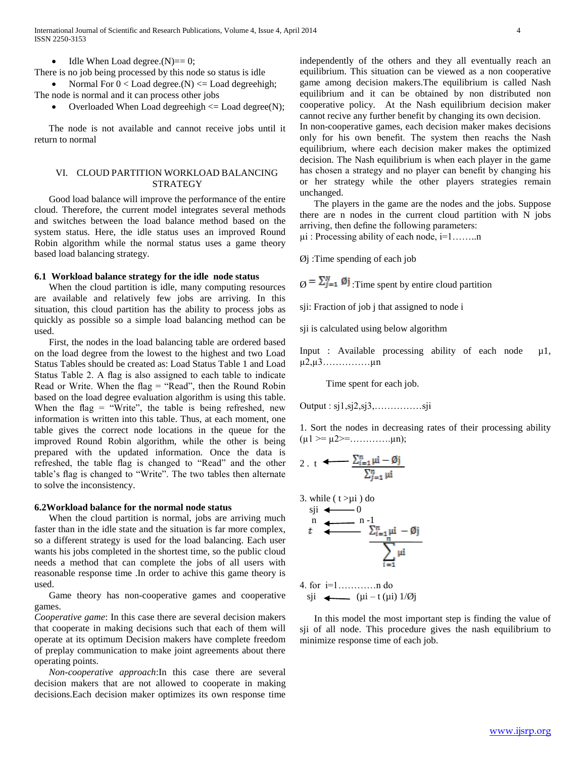- Idle When Load degree.(N)== 0;

There is no job being processed by this node so status is idle

- Normal For 0 < Load degree.(N) <= Load degreehigh;

The node is normal and it can process other jobs

- Overloaded When Load degreehigh <= Load degree(N);

The node is not available and cannot receive jobs until it return to normal

## VI. CLOUD PARTITION WORKLOAD BALANCING STRATEGY

Good load balance will improve the performance of the entire cloud. Therefore, the current model integrates several methods and switches between the load balance method based on the system status. Here, the idle status uses an improved Round Robin algorithm while the normal status uses a game theory based load balancing strategy.

### 6.1 Workload balance strategy for the idle node status

When the cloud partition is idle, many computing resources are available and relatively few jobs are arriving. In this situation, this cloud partition has the ability to process jobs as quickly as possible so a simple load balancing method can be used.

First, the nodes in the load balancing table are ordered based on the load degree from the lowest to the highest and two Load Status Tables should be created as: Load Status Table 1 and Load Status Table 2. A flag is also assigned to each table to indicate Read or Write. When the flag = "Read", then the Round Robin based on the load degree evaluation algorithm is using this table. When the flag = "Write", the table is being refreshed, new information is written into this table. Thus, at each moment, one table gives the correct node locations in the queue for the improved Round Robin algorithm, while the other is being prepared with the updated information. Once the data is refreshed, the table flag is changed to "Read" and the other table's flag is changed to "Write". The two tables then alternate to solve the inconsistency.

### 6.2Workload balance for the normal node status

When the cloud partition is normal, jobs are arriving much faster than in the idle state and the situation is far more complex, so a different strategy is used for the load balancing. Each user wants his jobs completed in the shortest time, so the public cloud needs a method that can complete the jobs of all users with reasonable response time .In order to achive this game theory is used.

Game theory has non-cooperative games and cooperative games.

*Cooperative game*: In this case there are several decision makers that cooperate in making decisions such that each of them will operate at its optimum Decision makers have complete freedom of preplay communication to make joint agreements about there operating points.

*Non-cooperative approach*:In this case there are several decision makers that are not allowed to cooperate in making decisions.Each decision maker optimizes its own response time independently of the others and they all eventually reach an equilibrium. This situation can be viewed as a non cooperative game among decision makers.The equilibrium is called Nash equilibrium and it can be obtained by non distributed non cooperative policy. At the Nash equilibrium decision maker cannot recive any further benefit by changing its own decision.

In non-cooperative games, each decision maker makes decisions only for his own benefit. The system then reachs the Nash equilibrium, where each decision maker makes the optimized decision. The Nash equilibrium is when each player in the game has chosen a strategy and no player can benefit by changing his or her strategy while the other players strategies remain unchanged.

The players in the game are the nodes and the jobs. Suppose there are n nodes in the current cloud partition with N jobs arriving, then define the following parameters:

$\mu i$ : Processing ability of each node, i=1……..n

$Øj$ :Time spending of each job

$Ø = \sum_{j=1}^{N} Øj$ :Time spent by entire cloud partition

sji: Fraction of job j that assigned to node i

sji is calculated using below algorithm

Input : Available processing ability of each node $\mu 1$, $\mu 2$,$\mu 3$……………$\mu n$

Time spent for each job.

Output : sj1,sj2,sj3,……………sji

1. Sort the nodes in decreasing rates of their processing ability ($\mu 1 >= \mu 2 >=$………….$\mu n$);

2. $t \leftarrow \dfrac{\sum_{i=1}^{n} \mu i - Øj}{\sum_{j=1}^{n} \mu i}$

3. while ( t >$\mu i$ ) do

   sji $\leftarrow$ 0

   n $\leftarrow$ n -1

   $t \leftarrow \dfrac{\sum_{i=1}^{n} \mu i - Øj}{\sum_{i=1}^{n} \mu i}$

4. for i=1…………n do

   sji $\leftarrow$ ($\mu i$ – t ($\mu i$) 1/Øj

In this model the most important step is finding the value of sji of all node. This procedure gives the nash equilibrium to minimize response time of each job.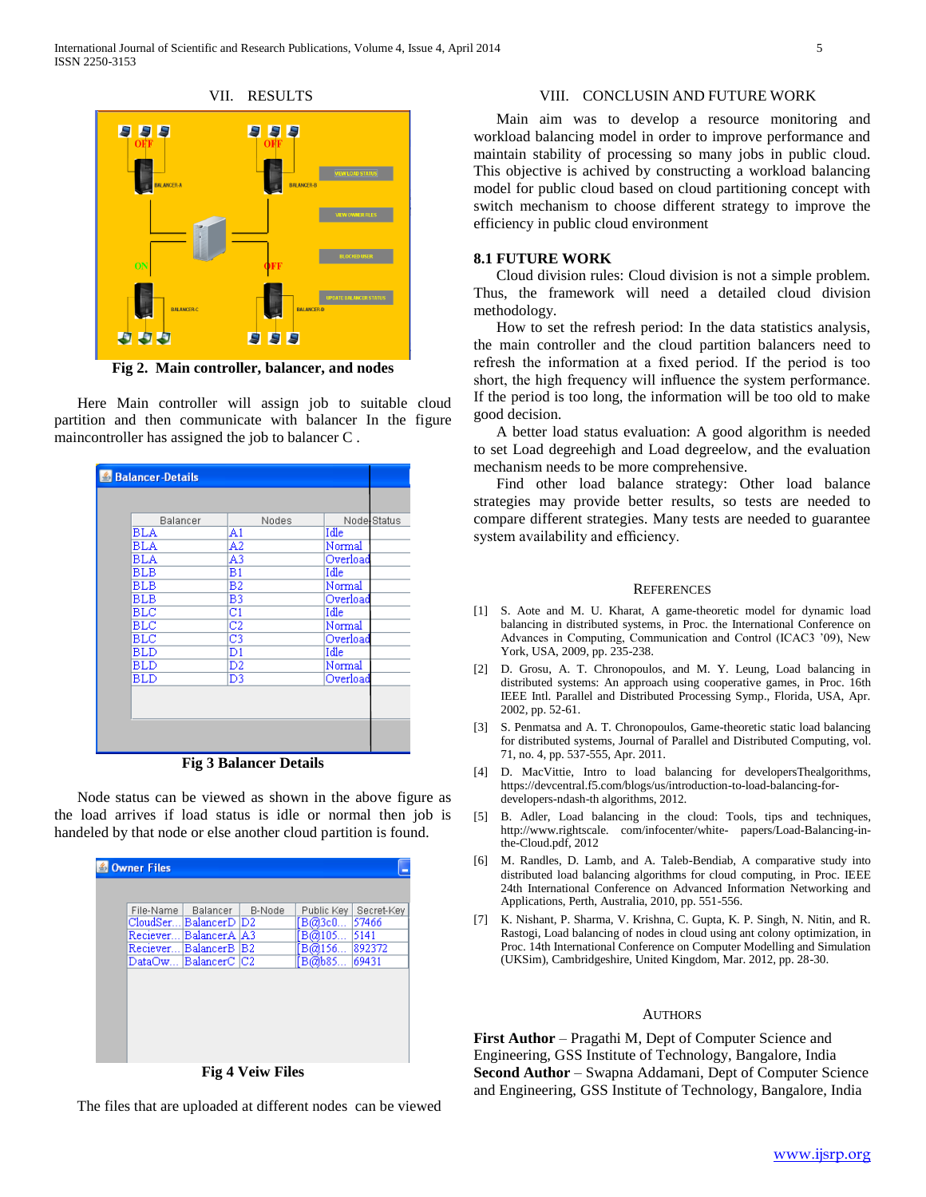## VII. RESULTS

Fig 2. Main controller, balancer, and nodes

Here Main controller will assign job to suitable cloud partition and then communicate with balancer In the figure maincontroller has assigned the job to balancer C .

| Balancer | Nodes | Node Status |
|---|---|---|
| BLA | A1 | Idle |
| BLA | A2 | Normal |
| BLA | A3 | Overload |
| BLB | B1 | Idle |
| BLB | B2 | Normal |
| BLB | B3 | Overload |
| BLC | C1 | Idle |
| BLC | C2 | Normal |
| BLC | C3 | Overload |
| BLD | D1 | Idle |
| BLD | D2 | Normal |
| BLD | D3 | Overload |

Fig 3 Balancer Details

Node status can be viewed as shown in the above figure as the load arrives if load status is idle or normal then job is handeled by that node or else another cloud partition is found.

| File-Name | Balancer | B-Node | Public Key | Secret-Key |
|---|---|---|---|---|
| CloudSer... | BalancerD | D2 | [B@3c0... | 57466 |
| Reciever... | BalancerA | A3 | [B@105... | 5141 |
| Reciever... | BalancerB | B2 | [B@156... | 892372 |
| DataOw... | BalancerC | C2 | [B@b85... | 69431 |

Fig 4 Veiw Files

The files that are uploaded at different nodes can be viewed

## VIII. CONCLUSIN AND FUTURE WORK

Main aim was to develop a resource monitoring and workload balancing model in order to improve performance and maintain stability of processing so many jobs in public cloud. This objective is achived by constructing a workload balancing model for public cloud based on cloud partitioning concept with switch mechanism to choose different strategy to improve the efficiency in public cloud environment

### 8.1 FUTURE WORK

Cloud division rules: Cloud division is not a simple problem. Thus, the framework will need a detailed cloud division methodology.

How to set the refresh period: In the data statistics analysis, the main controller and the cloud partition balancers need to refresh the information at a fixed period. If the period is too short, the high frequency will influence the system performance. If the period is too long, the information will be too old to make good decision.

A better load status evaluation: A good algorithm is needed to set Load degreehigh and Load degreelow, and the evaluation mechanism needs to be more comprehensive.

Find other load balance strategy: Other load balance strategies may provide better results, so tests are needed to compare different strategies. Many tests are needed to guarantee system availability and efficiency.

## REFERENCES

[1] S. Aote and M. U. Kharat, A game-theoretic model for dynamic load balancing in distributed systems, in Proc. the International Conference on Advances in Computing, Communication and Control (ICAC3 '09), New York, USA, 2009, pp. 235-238.

[2] D. Grosu, A. T. Chronopoulos, and M. Y. Leung, Load balancing in distributed systems: An approach using cooperative games, in Proc. 16th IEEE Intl. Parallel and Distributed Processing Symp., Florida, USA, Apr. 2002, pp. 52-61.

[3] S. Penmatsa and A. T. Chronopoulos, Game-theoretic static load balancing for distributed systems, Journal of Parallel and Distributed Computing, vol. 71, no. 4, pp. 537-555, Apr. 2011.

[4] D. MacVittie, Intro to load balancing for developersThealgorithms, https://devcentral.f5.com/blogs/us/introduction-to-load-balancing-for-developers-ndash-th algorithms, 2012.

[5] B. Adler, Load balancing in the cloud: Tools, tips and techniques, http://www.rightscale. com/infocenter/white- papers/Load-Balancing-in-the-Cloud.pdf, 2012

[6] M. Randles, D. Lamb, and A. Taleb-Bendiab, A comparative study into distributed load balancing algorithms for cloud computing, in Proc. IEEE 24th International Conference on Advanced Information Networking and Applications, Perth, Australia, 2010, pp. 551-556.

[7] K. Nishant, P. Sharma, V. Krishna, C. Gupta, K. P. Singh, N. Nitin, and R. Rastogi, Load balancing of nodes in cloud using ant colony optimization, in Proc. 14th International Conference on Computer Modelling and Simulation (UKSim), Cambridgeshire, United Kingdom, Mar. 2012, pp. 28-30.

## AUTHORS

**First Author** – Pragathi M, Dept of Computer Science and Engineering, GSS Institute of Technology, Bangalore, India
**Second Author** – Swapna Addamani, Dept of Computer Science and Engineering, GSS Institute of Technology, Bangalore, India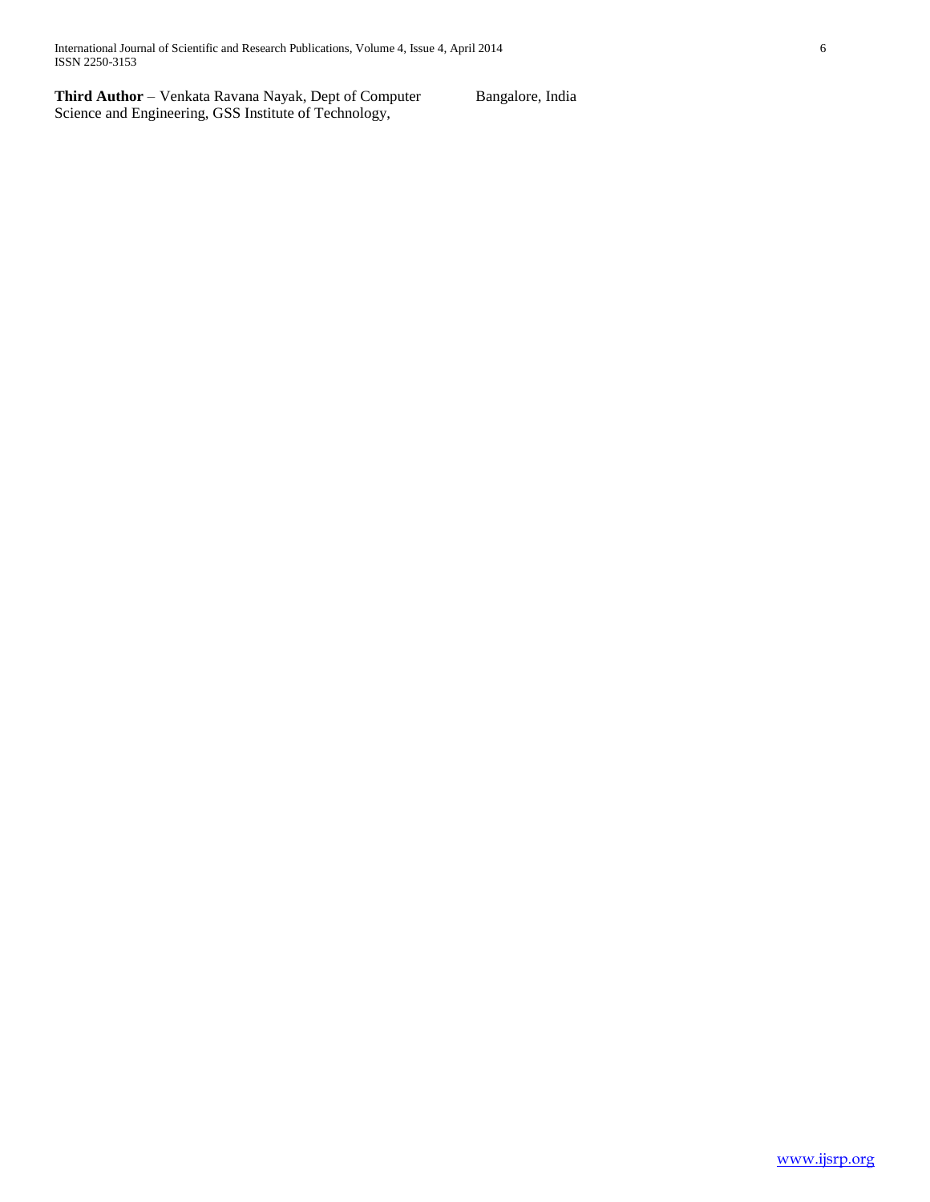**Third Author** – Venkata Ravana Nayak, Dept of Computer Science and Engineering, GSS Institute of Technology, Bangalore, India